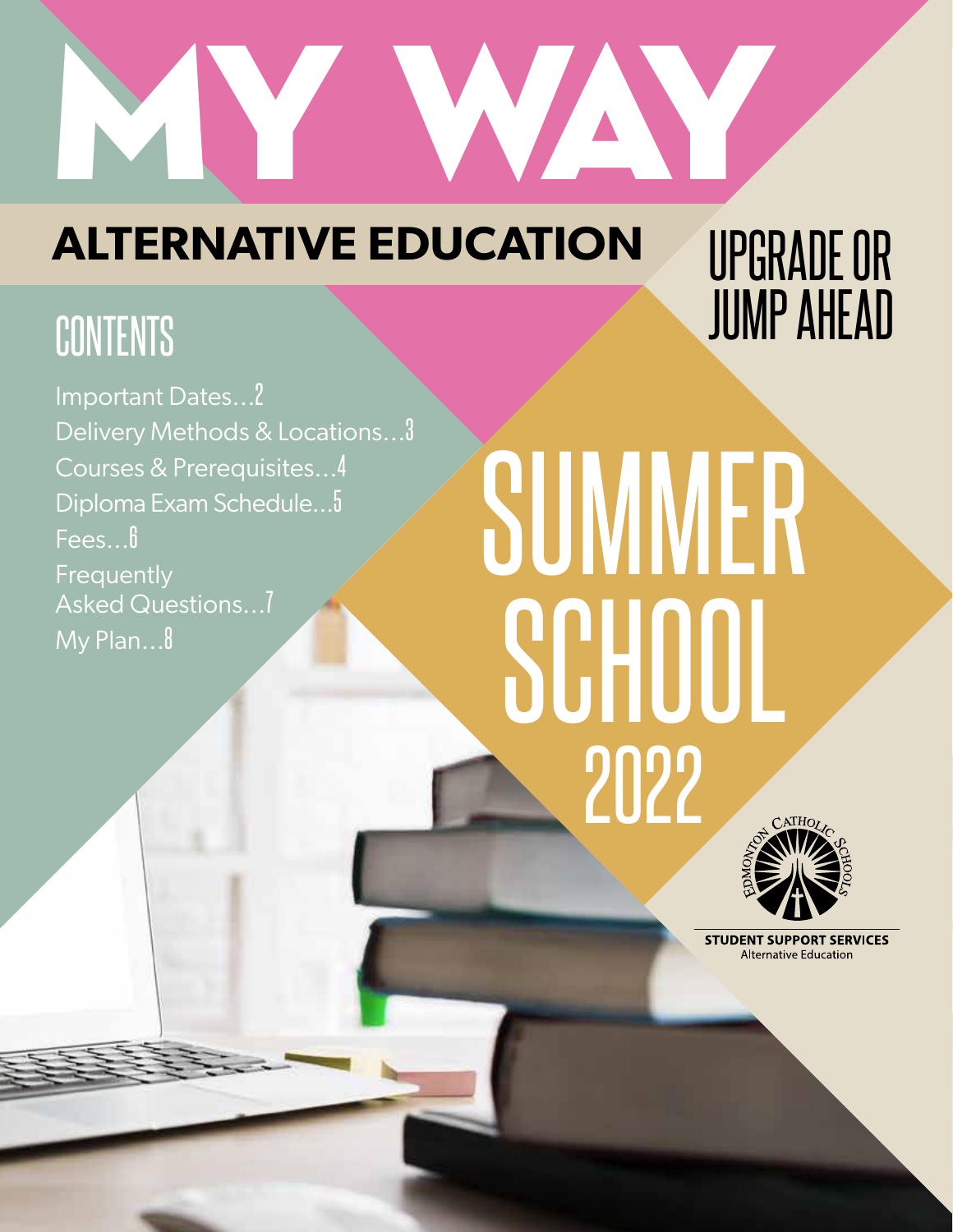# MY WAY

## ALTERNATIVE EDUCATION

UPGRADE OR JUMP AHEAD

## CONTENTS

Important Dates...2
Delivery Methods & Locations...3
Courses & Prerequisites...4
Diploma Exam Schedule...5
Fees...6
Frequently Asked Questions...7
My Plan...8

# SUMMER SCHOOL 2022

EDMONTON CATHOLIC SCHOOLS

STUDENT SUPPORT SERVICES
Alternative Education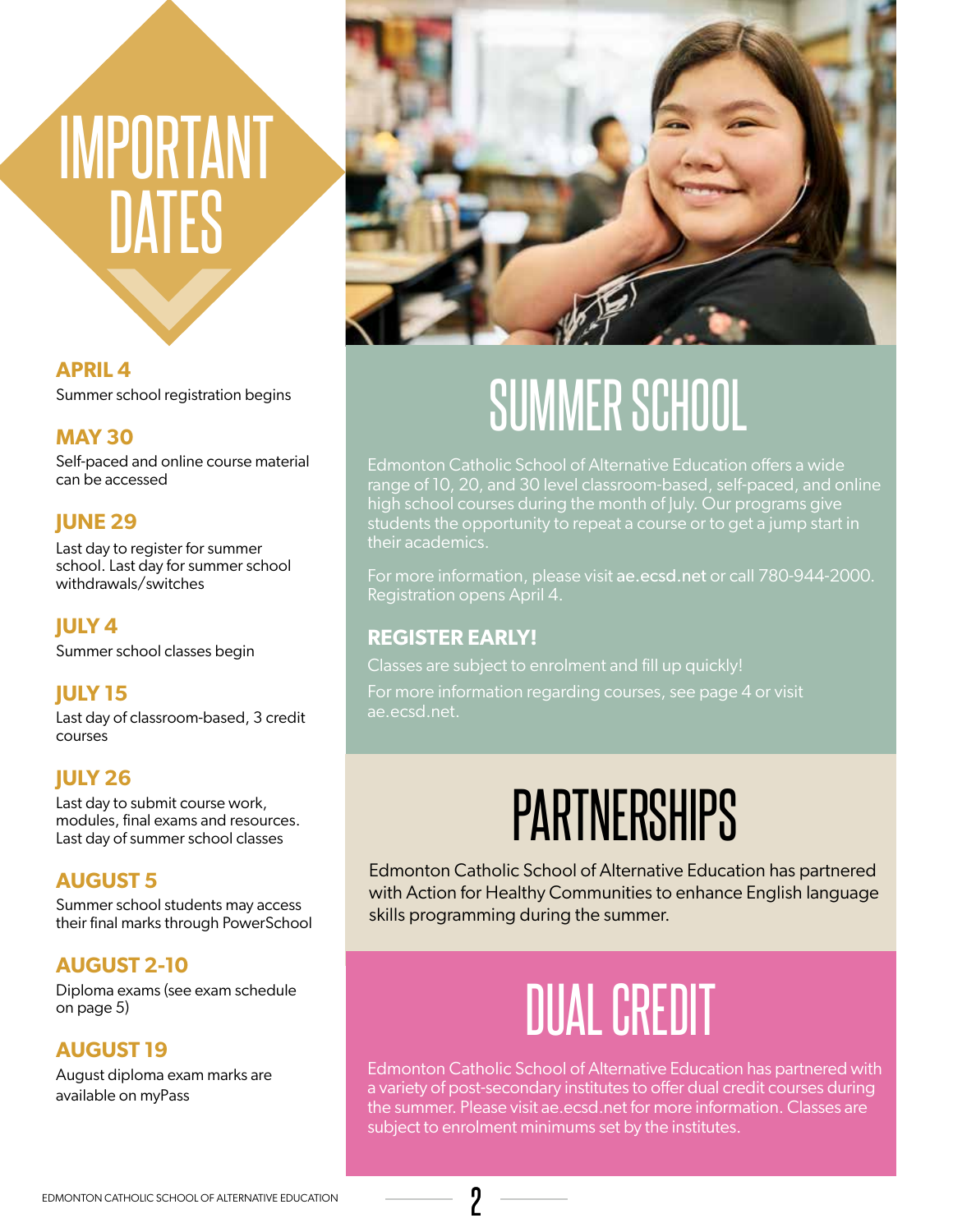# IMPORTANT DATES

**APRIL 4**
Summer school registration begins

**MAY 30**
Self-paced and online course material can be accessed

**JUNE 29**
Last day to register for summer school. Last day for summer school withdrawals/switches

**JULY 4**
Summer school classes begin

**JULY 15**
Last day of classroom-based, 3 credit courses

**JULY 26**
Last day to submit course work, modules, final exams and resources. Last day of summer school classes

**AUGUST 5**
Summer school students may access their final marks through PowerSchool

**AUGUST 2-10**
Diploma exams (see exam schedule on page 5)

**AUGUST 19**
August diploma exam marks are available on myPass

# SUMMER SCHOOL

Edmonton Catholic School of Alternative Education offers a wide range of 10, 20, and 30 level classroom-based, self-paced, and online high school courses during the month of July. Our programs give students the opportunity to repeat a course or to get a jump start in their academics.

For more information, please visit ae.ecsd.net or call 780-944-2000. Registration opens April 4.

### REGISTER EARLY!

Classes are subject to enrolment and fill up quickly!

For more information regarding courses, see page 4 or visit ae.ecsd.net.

# PARTNERSHIPS

Edmonton Catholic School of Alternative Education has partnered with Action for Healthy Communities to enhance English language skills programming during the summer.

# DUAL CREDIT

Edmonton Catholic School of Alternative Education has partnered with a variety of post-secondary institutes to offer dual credit courses during the summer. Please visit ae.ecsd.net for more information. Classes are subject to enrolment minimums set by the institutes.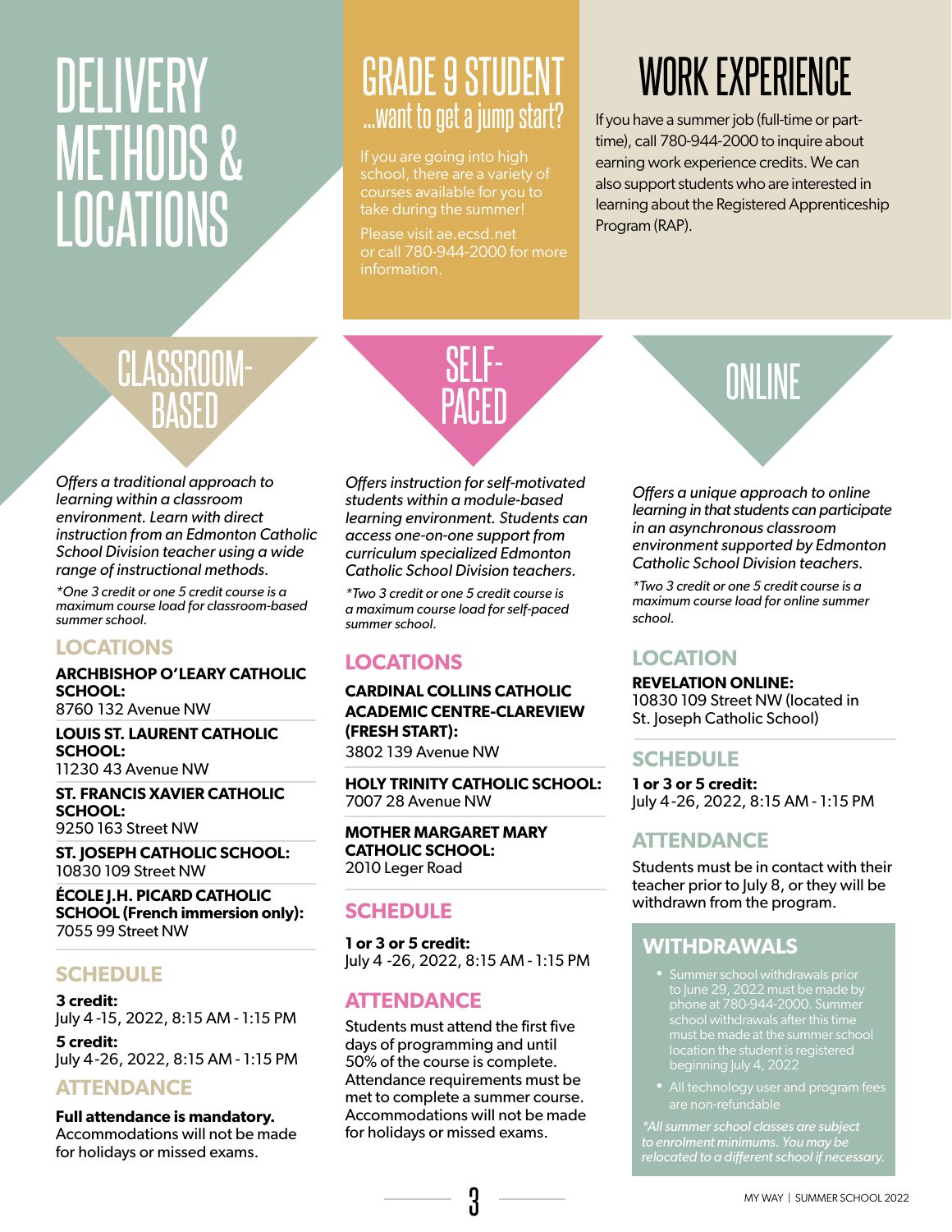# DELIVERY METHODS & LOCATIONS

## GRADE 9 STUDENT ...want to get a jump start?

If you are going into high school, there are a variety of courses available for you to take during the summer!

Please visit ae.ecsd.net or call 780-944-2000 for more information.

## WORK EXPERIENCE

If you have a summer job (full-time or part-time), call 780-944-2000 to inquire about earning work experience credits. We can also support students who are interested in learning about the Registered Apprenticeship Program (RAP).

## CLASSROOM-BASED

*Offers a traditional approach to learning within a classroom environment. Learn with direct instruction from an Edmonton Catholic School Division teacher using a wide range of instructional methods.*

*\*One 3 credit or one 5 credit course is a maximum course load for classroom-based summer school.*

### LOCATIONS

**ARCHBISHOP O'LEARY CATHOLIC SCHOOL:**
8760 132 Avenue NW

**LOUIS ST. LAURENT CATHOLIC SCHOOL:**
11230 43 Avenue NW

**ST. FRANCIS XAVIER CATHOLIC SCHOOL:**
9250 163 Street NW

**ST. JOSEPH CATHOLIC SCHOOL:**
10830 109 Street NW

**ÉCOLE J.H. PICARD CATHOLIC SCHOOL (French immersion only):**
7055 99 Street NW

### SCHEDULE

**3 credit:**
July 4 -15, 2022, 8:15 AM - 1:15 PM

**5 credit:**
July 4-26, 2022, 8:15 AM - 1:15 PM

### ATTENDANCE

**Full attendance is mandatory.** Accommodations will not be made for holidays or missed exams.

## SELF-PACED

*Offers instruction for self-motivated students within a module-based learning environment. Students can access one-on-one support from curriculum specialized Edmonton Catholic School Division teachers.*

*\*Two 3 credit or one 5 credit course is a maximum course load for self-paced summer school.*

### LOCATIONS

**CARDINAL COLLINS CATHOLIC ACADEMIC CENTRE-CLAREVIEW (FRESH START):**
3802 139 Avenue NW

**HOLY TRINITY CATHOLIC SCHOOL:**
7007 28 Avenue NW

**MOTHER MARGARET MARY CATHOLIC SCHOOL:**
2010 Leger Road

### SCHEDULE

**1 or 3 or 5 credit:**
July 4 -26, 2022, 8:15 AM - 1:15 PM

### ATTENDANCE

Students must attend the first five days of programming and until 50% of the course is complete. Attendance requirements must be met to complete a summer course. Accommodations will not be made for holidays or missed exams.

## ONLINE

*Offers a unique approach to online learning in that students can participate in an asynchronous classroom environment supported by Edmonton Catholic School Division teachers.*

*\*Two 3 credit or one 5 credit course is a maximum course load for online summer school.*

### LOCATION

**REVELATION ONLINE:**
10830 109 Street NW (located in St. Joseph Catholic School)

### SCHEDULE

**1 or 3 or 5 credit:**
July 4-26, 2022, 8:15 AM - 1:15 PM

### ATTENDANCE

Students must be in contact with their teacher prior to July 8, or they will be withdrawn from the program.

### WITHDRAWALS

- Summer school withdrawals prior to June 29, 2022 must be made by phone at 780-944-2000. Summer school withdrawals after this time must be made at the summer school location the student is registered beginning July 4, 2022
- All technology user and program fees are non-refundable

*\*All summer school classes are subject to enrolment minimums. You may be relocated to a different school if necessary.*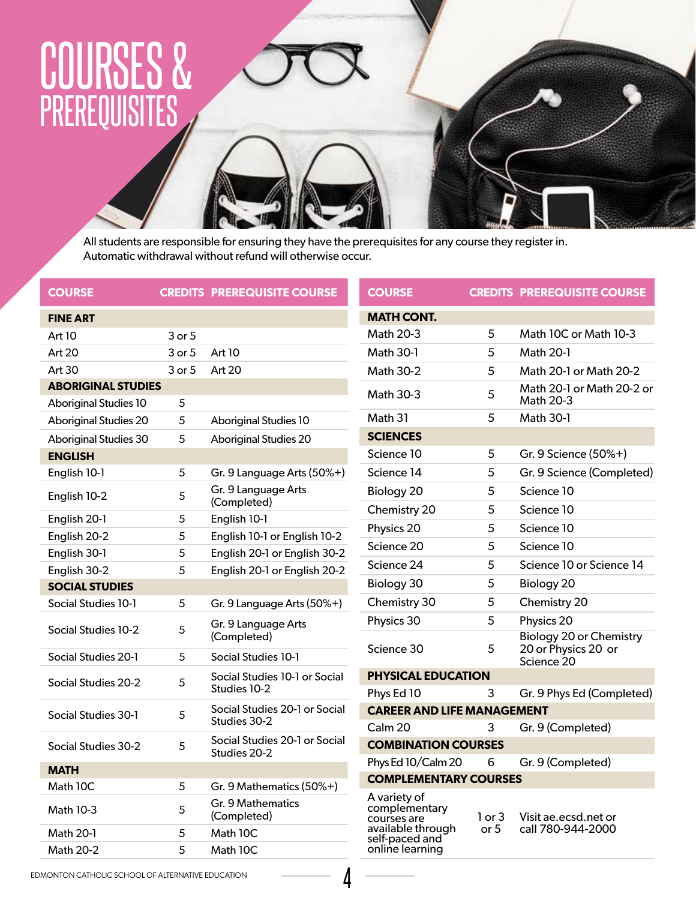# COURSES & PREREQUISITES

All students are responsible for ensuring they have the prerequisites for any course they register in. Automatic withdrawal without refund will otherwise occur.

| COURSE | CREDITS | PREREQUISITE COURSE |
|---|---|---|
| **FINE ART** | | |
| Art 10 | 3 or 5 | |
| Art 20 | 3 or 5 | Art 10 |
| Art 30 | 3 or 5 | Art 20 |
| **ABORIGINAL STUDIES** | | |
| Aboriginal Studies 10 | 5 | |
| Aboriginal Studies 20 | 5 | Aboriginal Studies 10 |
| Aboriginal Studies 30 | 5 | Aboriginal Studies 20 |
| **ENGLISH** | | |
| English 10-1 | 5 | Gr. 9 Language Arts (50%+) |
| English 10-2 | 5 | Gr. 9 Language Arts (Completed) |
| English 20-1 | 5 | English 10-1 |
| English 20-2 | 5 | English 10-1 or English 10-2 |
| English 30-1 | 5 | English 20-1 or English 30-2 |
| English 30-2 | 5 | English 20-1 or English 20-2 |
| **SOCIAL STUDIES** | | |
| Social Studies 10-1 | 5 | Gr. 9 Language Arts (50%+) |
| Social Studies 10-2 | 5 | Gr. 9 Language Arts (Completed) |
| Social Studies 20-1 | 5 | Social Studies 10-1 |
| Social Studies 20-2 | 5 | Social Studies 10-1 or Social Studies 10-2 |
| Social Studies 30-1 | 5 | Social Studies 20-1 or Social Studies 30-2 |
| Social Studies 30-2 | 5 | Social Studies 20-1 or Social Studies 20-2 |
| **MATH** | | |
| Math 10C | 5 | Gr. 9 Mathematics (50%+) |
| Math 10-3 | 5 | Gr. 9 Mathematics (Completed) |
| Math 20-1 | 5 | Math 10C |
| Math 20-2 | 5 | Math 10C |

| COURSE | CREDITS | PREREQUISITE COURSE |
|---|---|---|
| **MATH CONT.** | | |
| Math 20-3 | 5 | Math 10C or Math 10-3 |
| Math 30-1 | 5 | Math 20-1 |
| Math 30-2 | 5 | Math 20-1 or Math 20-2 |
| Math 30-3 | 5 | Math 20-1 or Math 20-2 or Math 20-3 |
| Math 31 | 5 | Math 30-1 |
| **SCIENCES** | | |
| Science 10 | 5 | Gr. 9 Science (50%+) |
| Science 14 | 5 | Gr. 9 Science (Completed) |
| Biology 20 | 5 | Science 10 |
| Chemistry 20 | 5 | Science 10 |
| Physics 20 | 5 | Science 10 |
| Science 20 | 5 | Science 10 |
| Science 24 | 5 | Science 10 or Science 14 |
| Biology 30 | 5 | Biology 20 |
| Chemistry 30 | 5 | Chemistry 20 |
| Physics 30 | 5 | Physics 20 |
| Science 30 | 5 | Biology 20 or Chemistry 20 or Physics 20 or Science 20 |
| **PHYSICAL EDUCATION** | | |
| Phys Ed 10 | 3 | Gr. 9 Phys Ed (Completed) |
| **CAREER AND LIFE MANAGEMENT** | | |
| Calm 20 | 3 | Gr. 9 (Completed) |
| **COMBINATION COURSES** | | |
| Phys Ed 10/Calm 20 | 6 | Gr. 9 (Completed) |
| **COMPLEMENTARY COURSES** | | |
| A variety of complementary courses are available through self-paced and online learning | 1 or 3 or 5 | Visit ae.ecsd.net or call 780-944-2000 |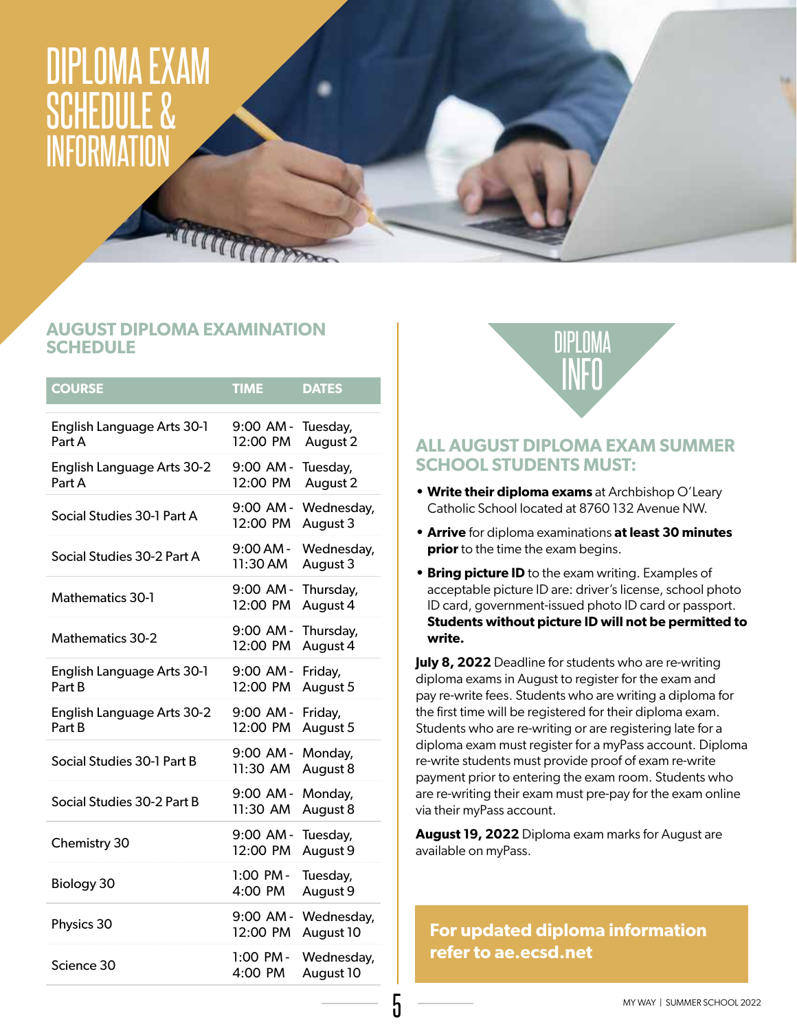# DIPLOMA EXAM SCHEDULE & INFORMATION

## AUGUST DIPLOMA EXAMINATION SCHEDULE

| COURSE | TIME | DATES |
|---|---|---|
| English Language Arts 30-1 Part A | 9:00 AM - 12:00 PM | Tuesday, August 2 |
| English Language Arts 30-2 Part A | 9:00 AM - 12:00 PM | Tuesday, August 2 |
| Social Studies 30-1 Part A | 9:00 AM - 12:00 PM | Wednesday, August 3 |
| Social Studies 30-2 Part A | 9:00 AM - 11:30 AM | Wednesday, August 3 |
| Mathematics 30-1 | 9:00 AM - 12:00 PM | Thursday, August 4 |
| Mathematics 30-2 | 9:00 AM - 12:00 PM | Thursday, August 4 |
| English Language Arts 30-1 Part B | 9:00 AM - 12:00 PM | Friday, August 5 |
| English Language Arts 30-2 Part B | 9:00 AM - 12:00 PM | Friday, August 5 |
| Social Studies 30-1 Part B | 9:00 AM - 11:30 AM | Monday, August 8 |
| Social Studies 30-2 Part B | 9:00 AM - 11:30 AM | Monday, August 8 |
| Chemistry 30 | 9:00 AM - 12:00 PM | Tuesday, August 9 |
| Biology 30 | 1:00 PM - 4:00 PM | Tuesday, August 9 |
| Physics 30 | 9:00 AM - 12:00 PM | Wednesday, August 10 |
| Science 30 | 1:00 PM - 4:00 PM | Wednesday, August 10 |

## DIPLOMA INFO

### ALL AUGUST DIPLOMA EXAM SUMMER SCHOOL STUDENTS MUST:

- **Write their diploma exams** at Archbishop O'Leary Catholic School located at 8760 132 Avenue NW.
- **Arrive** for diploma examinations **at least 30 minutes prior** to the time the exam begins.
- **Bring picture ID** to the exam writing. Examples of acceptable picture ID are: driver's license, school photo ID card, government-issued photo ID card or passport. **Students without picture ID will not be permitted to write.**

**July 8, 2022** Deadline for students who are re-writing diploma exams in August to register for the exam and pay re-write fees. Students who are writing a diploma for the first time will be registered for their diploma exam. Students who are re-writing or are registering late for a diploma exam must register for a myPass account. Diploma re-write students must provide proof of exam re-write payment prior to entering the exam room. Students who are re-writing their exam must pre-pay for the exam online via their myPass account.

**August 19, 2022** Diploma exam marks for August are available on myPass.

**For updated diploma information refer to ae.ecsd.net**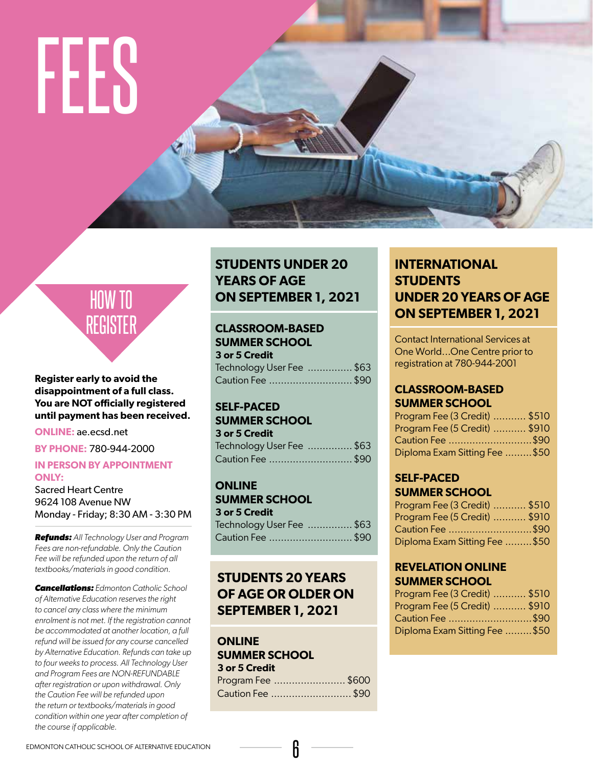# FEES

## HOW TO REGISTER

**Register early to avoid the disappointment of a full class. You are NOT officially registered until payment has been received.**

**ONLINE:** ae.ecsd.net

**BY PHONE:** 780-944-2000

**IN PERSON BY APPOINTMENT ONLY:**
Sacred Heart Centre
9624 108 Avenue NW
Monday - Friday; 8:30 AM - 3:30 PM

***Refunds:*** *All Technology User and Program Fees are non-refundable. Only the Caution Fee will be refunded upon the return of all textbooks/materials in good condition.*

***Cancellations:*** *Edmonton Catholic School of Alternative Education reserves the right to cancel any class where the minimum enrolment is not met. If the registration cannot be accommodated at another location, a full refund will be issued for any course cancelled by Alternative Education. Refunds can take up to four weeks to process. All Technology User and Program Fees are NON-REFUNDABLE after registration or upon withdrawal. Only the Caution Fee will be refunded upon the return or textbooks/materials in good condition within one year after completion of the course if applicable.*

## STUDENTS UNDER 20 YEARS OF AGE ON SEPTEMBER 1, 2021

### CLASSROOM-BASED SUMMER SCHOOL

**3 or 5 Credit**

- Technology User Fee ............... $63
- Caution Fee ........................... $90

### SELF-PACED SUMMER SCHOOL

**3 or 5 Credit**

- Technology User Fee ............... $63
- Caution Fee ........................... $90

### ONLINE SUMMER SCHOOL

**3 or 5 Credit**

- Technology User Fee ............... $63
- Caution Fee ........................... $90

## STUDENTS 20 YEARS OF AGE OR OLDER ON SEPTEMBER 1, 2021

### ONLINE SUMMER SCHOOL

**3 or 5 Credit**

- Program Fee ........................ $600
- Caution Fee ........................... $90

## INTERNATIONAL STUDENTS UNDER 20 YEARS OF AGE ON SEPTEMBER 1, 2021

Contact International Services at One World...One Centre prior to registration at 780-944-2001

### CLASSROOM-BASED SUMMER SCHOOL

- Program Fee (3 Credit) ........... $510
- Program Fee (5 Credit) ........... $910
- Caution Fee ............................$90
- Diploma Exam Sitting Fee .........$50

### SELF-PACED SUMMER SCHOOL

- Program Fee (3 Credit) ........... $510
- Program Fee (5 Credit) ........... $910
- Caution Fee ............................$90
- Diploma Exam Sitting Fee .........$50

### REVELATION ONLINE SUMMER SCHOOL

- Program Fee (3 Credit) ........... $510
- Program Fee (5 Credit) ........... $910
- Caution Fee ............................$90
- Diploma Exam Sitting Fee .........$50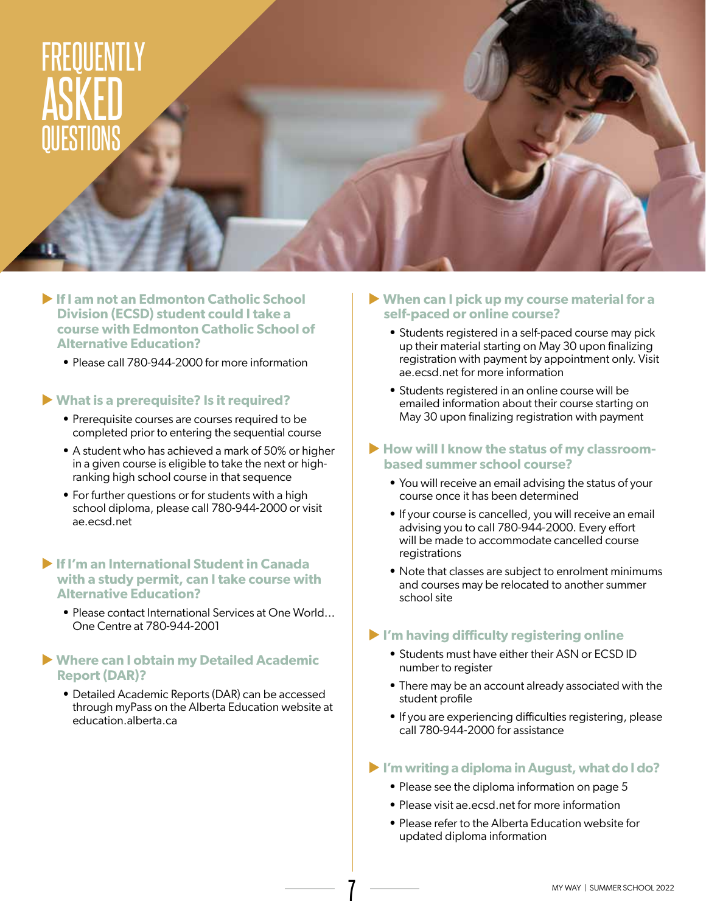# FREQUENTLY ASKED QUESTIONS

### If I am not an Edmonton Catholic School Division (ECSD) student could I take a course with Edmonton Catholic School of Alternative Education?

- Please call 780-944-2000 for more information

### What is a prerequisite? Is it required?

- Prerequisite courses are courses required to be completed prior to entering the sequential course
- A student who has achieved a mark of 50% or higher in a given course is eligible to take the next or high-ranking high school course in that sequence
- For further questions or for students with a high school diploma, please call 780-944-2000 or visit ae.ecsd.net

### If I'm an International Student in Canada with a study permit, can I take course with Alternative Education?

- Please contact International Services at One World… One Centre at 780-944-2001

### Where can I obtain my Detailed Academic Report (DAR)?

- Detailed Academic Reports (DAR) can be accessed through myPass on the Alberta Education website at education.alberta.ca

### When can I pick up my course material for a self-paced or online course?

- Students registered in a self-paced course may pick up their material starting on May 30 upon finalizing registration with payment by appointment only. Visit ae.ecsd.net for more information
- Students registered in an online course will be emailed information about their course starting on May 30 upon finalizing registration with payment

### How will I know the status of my classroom-based summer school course?

- You will receive an email advising the status of your course once it has been determined
- If your course is cancelled, you will receive an email advising you to call 780-944-2000. Every effort will be made to accommodate cancelled course registrations
- Note that classes are subject to enrolment minimums and courses may be relocated to another summer school site

### I'm having difficulty registering online

- Students must have either their ASN or ECSD ID number to register
- There may be an account already associated with the student profile
- If you are experiencing difficulties registering, please call 780-944-2000 for assistance

### I'm writing a diploma in August, what do I do?

- Please see the diploma information on page 5
- Please visit ae.ecsd.net for more information
- Please refer to the Alberta Education website for updated diploma information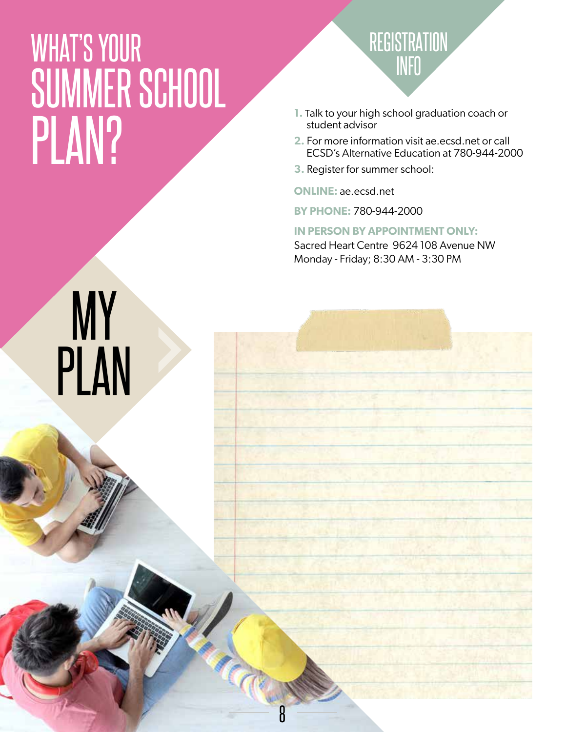# WHAT'S YOUR SUMMER SCHOOL PLAN?

## REGISTRATION INFO

1. Talk to your high school graduation coach or student advisor
2. For more information visit ae.ecsd.net or call ECSD's Alternative Education at 780-944-2000
3. Register for summer school:

**ONLINE:** ae.ecsd.net

**BY PHONE:** 780-944-2000

**IN PERSON BY APPOINTMENT ONLY:**
Sacred Heart Centre 9624 108 Avenue NW
Monday - Friday; 8:30 AM - 3:30 PM

## MY PLAN